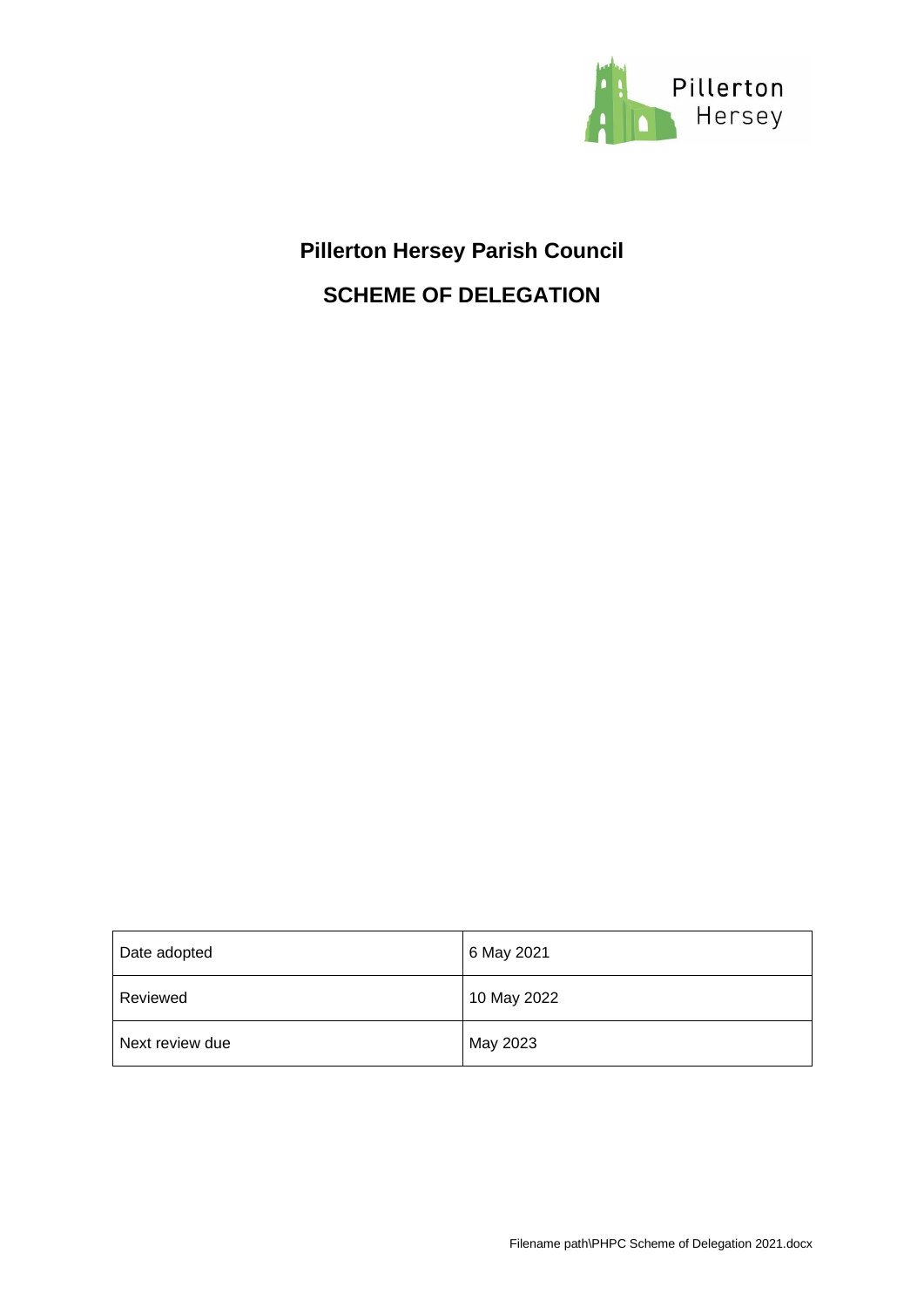Pillerton Hersey

# Pillerton Hersey Parish Council

## SCHEME OF DELEGATION

| Date adopted | 6 May 2021 |
| --- | --- |
| Reviewed | 10 May 2022 |
| Next review due | May 2023 |

Filename path\PHPC Scheme of Delegation 2021.docx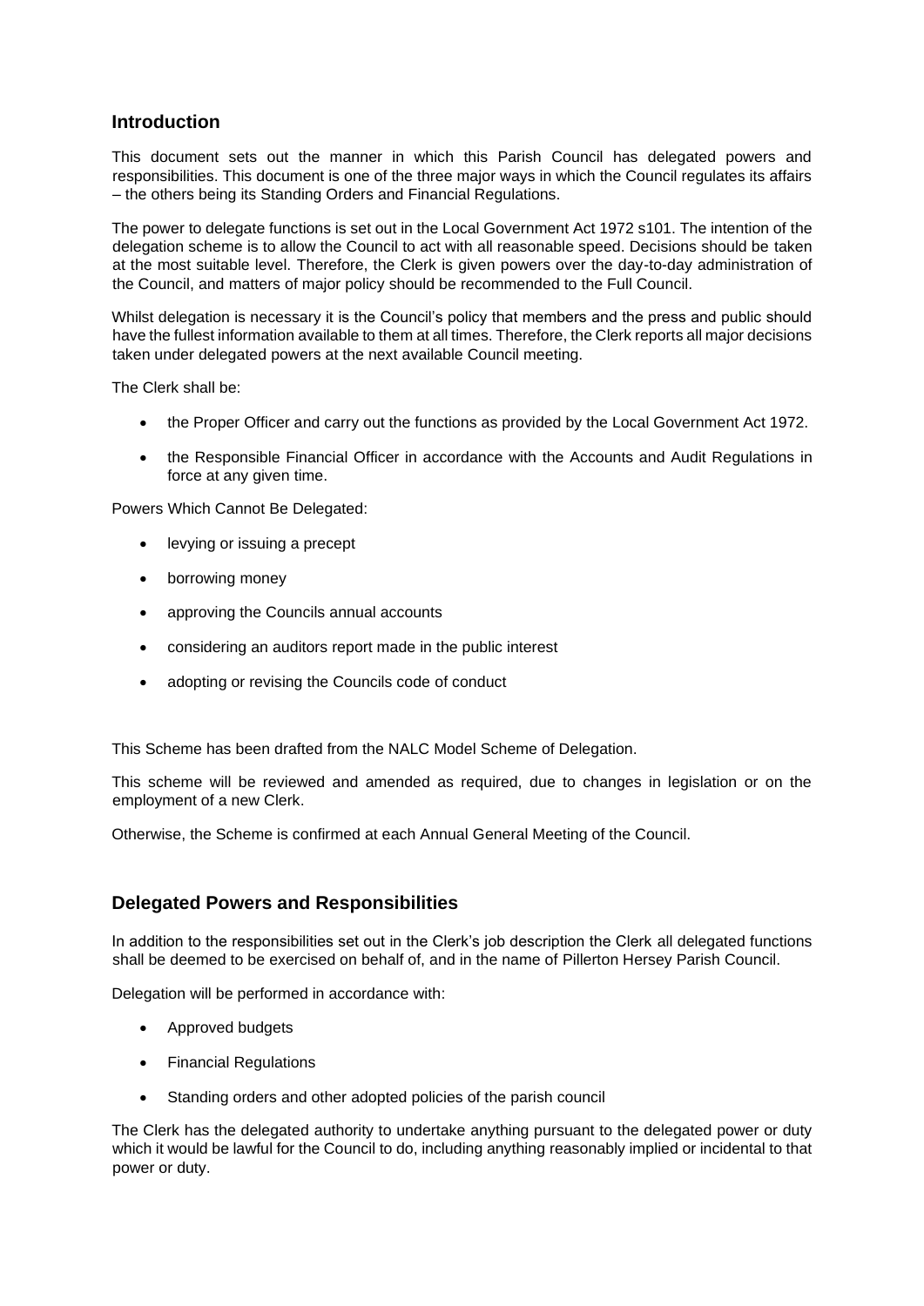## Introduction

This document sets out the manner in which this Parish Council has delegated powers and responsibilities. This document is one of the three major ways in which the Council regulates its affairs – the others being its Standing Orders and Financial Regulations.

The power to delegate functions is set out in the Local Government Act 1972 s101. The intention of the delegation scheme is to allow the Council to act with all reasonable speed. Decisions should be taken at the most suitable level. Therefore, the Clerk is given powers over the day-to-day administration of the Council, and matters of major policy should be recommended to the Full Council.

Whilst delegation is necessary it is the Council's policy that members and the press and public should have the fullest information available to them at all times. Therefore, the Clerk reports all major decisions taken under delegated powers at the next available Council meeting.

The Clerk shall be:

- the Proper Officer and carry out the functions as provided by the Local Government Act 1972.
- the Responsible Financial Officer in accordance with the Accounts and Audit Regulations in force at any given time.

Powers Which Cannot Be Delegated:

- levying or issuing a precept
- borrowing money
- approving the Councils annual accounts
- considering an auditors report made in the public interest
- adopting or revising the Councils code of conduct

This Scheme has been drafted from the NALC Model Scheme of Delegation.

This scheme will be reviewed and amended as required, due to changes in legislation or on the employment of a new Clerk.

Otherwise, the Scheme is confirmed at each Annual General Meeting of the Council.

## Delegated Powers and Responsibilities

In addition to the responsibilities set out in the Clerk's job description the Clerk all delegated functions shall be deemed to be exercised on behalf of, and in the name of Pillerton Hersey Parish Council.

Delegation will be performed in accordance with:

- Approved budgets
- Financial Regulations
- Standing orders and other adopted policies of the parish council

The Clerk has the delegated authority to undertake anything pursuant to the delegated power or duty which it would be lawful for the Council to do, including anything reasonably implied or incidental to that power or duty.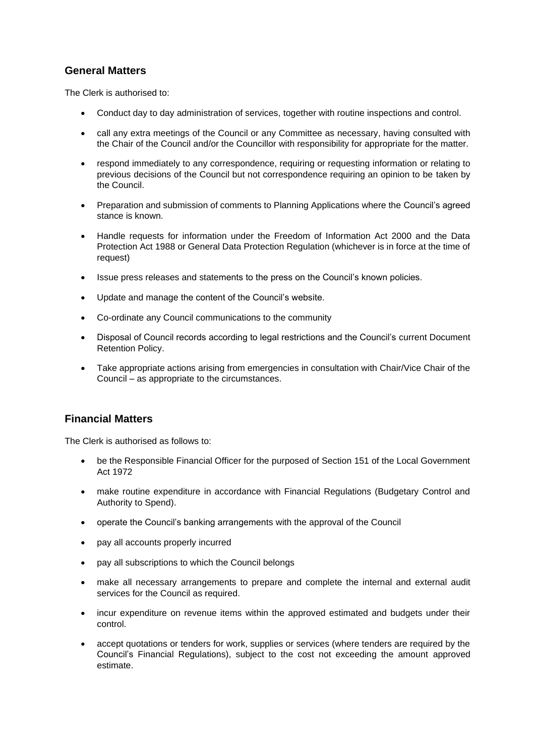## General Matters

The Clerk is authorised to:

- Conduct day to day administration of services, together with routine inspections and control.
- call any extra meetings of the Council or any Committee as necessary, having consulted with the Chair of the Council and/or the Councillor with responsibility for appropriate for the matter.
- respond immediately to any correspondence, requiring or requesting information or relating to previous decisions of the Council but not correspondence requiring an opinion to be taken by the Council.
- Preparation and submission of comments to Planning Applications where the Council's agreed stance is known.
- Handle requests for information under the Freedom of Information Act 2000 and the Data Protection Act 1988 or General Data Protection Regulation (whichever is in force at the time of request)
- Issue press releases and statements to the press on the Council's known policies.
- Update and manage the content of the Council's website.
- Co-ordinate any Council communications to the community
- Disposal of Council records according to legal restrictions and the Council's current Document Retention Policy.
- Take appropriate actions arising from emergencies in consultation with Chair/Vice Chair of the Council – as appropriate to the circumstances.

## Financial Matters

The Clerk is authorised as follows to:

- be the Responsible Financial Officer for the purposed of Section 151 of the Local Government Act 1972
- make routine expenditure in accordance with Financial Regulations (Budgetary Control and Authority to Spend).
- operate the Council's banking arrangements with the approval of the Council
- pay all accounts properly incurred
- pay all subscriptions to which the Council belongs
- make all necessary arrangements to prepare and complete the internal and external audit services for the Council as required.
- incur expenditure on revenue items within the approved estimated and budgets under their control.
- accept quotations or tenders for work, supplies or services (where tenders are required by the Council's Financial Regulations), subject to the cost not exceeding the amount approved estimate.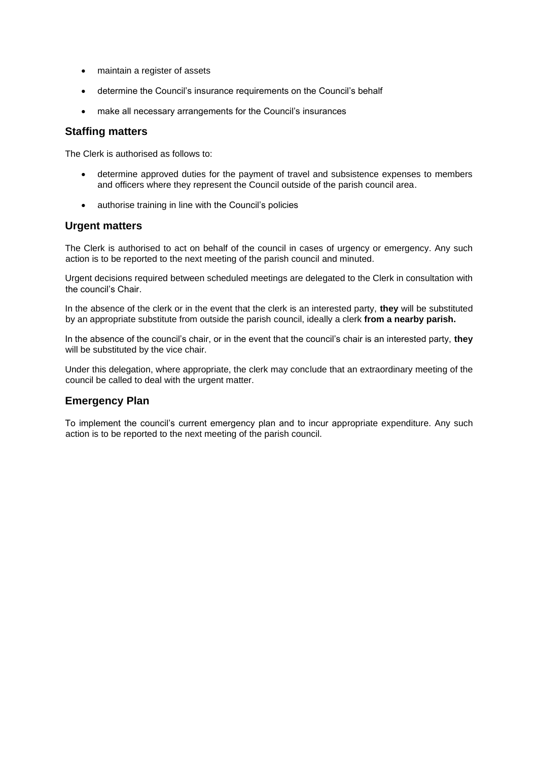- maintain a register of assets
- determine the Council's insurance requirements on the Council's behalf
- make all necessary arrangements for the Council's insurances

## Staffing matters

The Clerk is authorised as follows to:

- determine approved duties for the payment of travel and subsistence expenses to members and officers where they represent the Council outside of the parish council area.
- authorise training in line with the Council's policies

## Urgent matters

The Clerk is authorised to act on behalf of the council in cases of urgency or emergency. Any such action is to be reported to the next meeting of the parish council and minuted.

Urgent decisions required between scheduled meetings are delegated to the Clerk in consultation with the council's Chair.

In the absence of the clerk or in the event that the clerk is an interested party, **they** will be substituted by an appropriate substitute from outside the parish council, ideally a clerk **from a nearby parish.**

In the absence of the council's chair, or in the event that the council's chair is an interested party, **they** will be substituted by the vice chair.

Under this delegation, where appropriate, the clerk may conclude that an extraordinary meeting of the council be called to deal with the urgent matter.

## Emergency Plan

To implement the council's current emergency plan and to incur appropriate expenditure. Any such action is to be reported to the next meeting of the parish council.